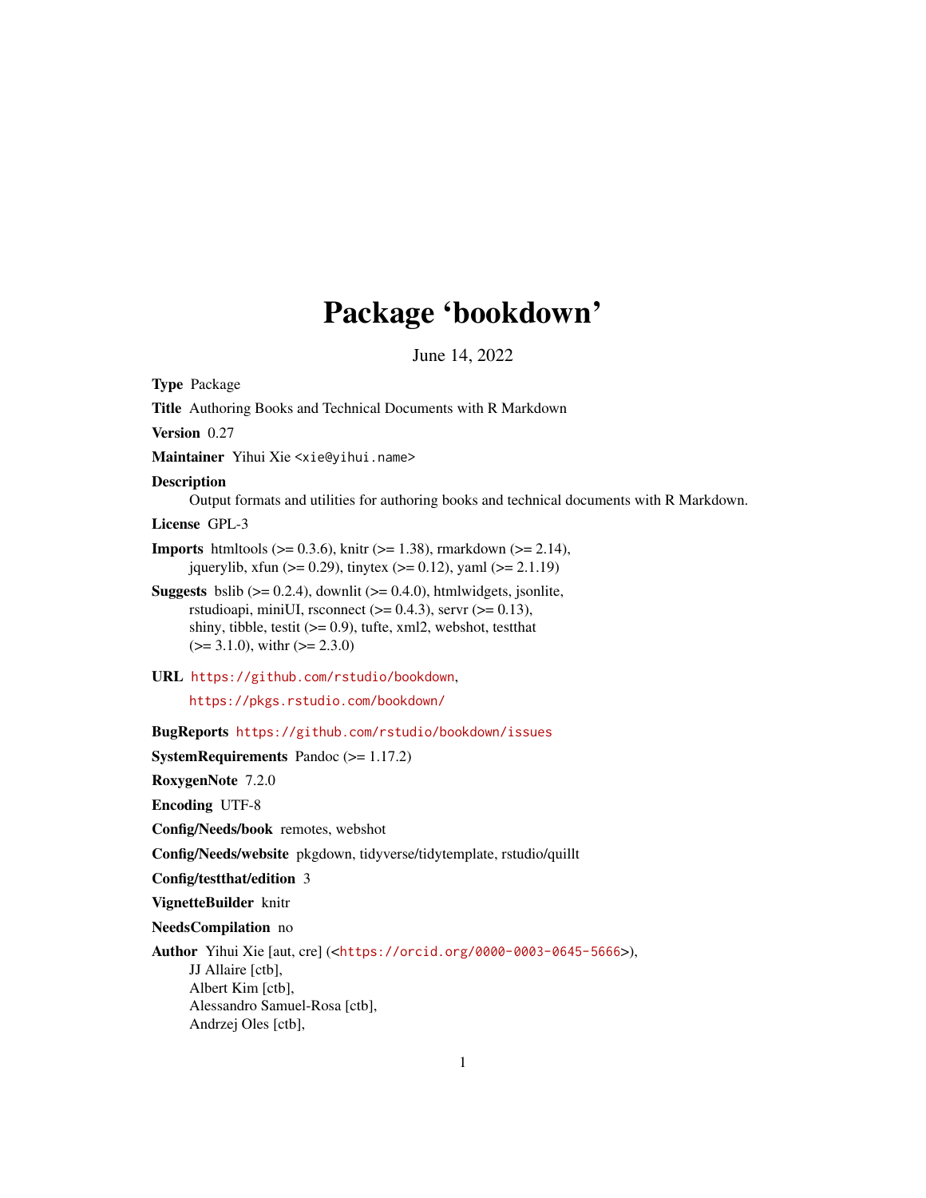# Package 'bookdown'

June 14, 2022

**Type** Package

**Title** Authoring Books and Technical Documents with R Markdown

**Version** 0.27

**Maintainer** Yihui Xie <xie@yihui.name>

**Description**
Output formats and utilities for authoring books and technical documents with R Markdown.

**License** GPL-3

**Imports** htmltools (>= 0.3.6), knitr (>= 1.38), rmarkdown (>= 2.14), jquerylib, xfun (>= 0.29), tinytex (>= 0.12), yaml (>= 2.1.19)

**Suggests** bslib (>= 0.2.4), downlit (>= 0.4.0), htmlwidgets, jsonlite, rstudioapi, miniUI, rsconnect (>= 0.4.3), servr (>= 0.13), shiny, tibble, testit (>= 0.9), tufte, xml2, webshot, testthat (>= 3.1.0), withr (>= 2.3.0)

**URL** https://github.com/rstudio/bookdown,
https://pkgs.rstudio.com/bookdown/

**BugReports** https://github.com/rstudio/bookdown/issues

**SystemRequirements** Pandoc (>= 1.17.2)

**RoxygenNote** 7.2.0

**Encoding** UTF-8

**Config/Needs/book** remotes, webshot

**Config/Needs/website** pkgdown, tidyverse/tidytemplate, rstudio/quillt

**Config/testthat/edition** 3

**VignetteBuilder** knitr

**NeedsCompilation** no

**Author** Yihui Xie [aut, cre] (<https://orcid.org/0000-0003-0645-5666>),
JJ Allaire [ctb],
Albert Kim [ctb],
Alessandro Samuel-Rosa [ctb],
Andrzej Oles [ctb],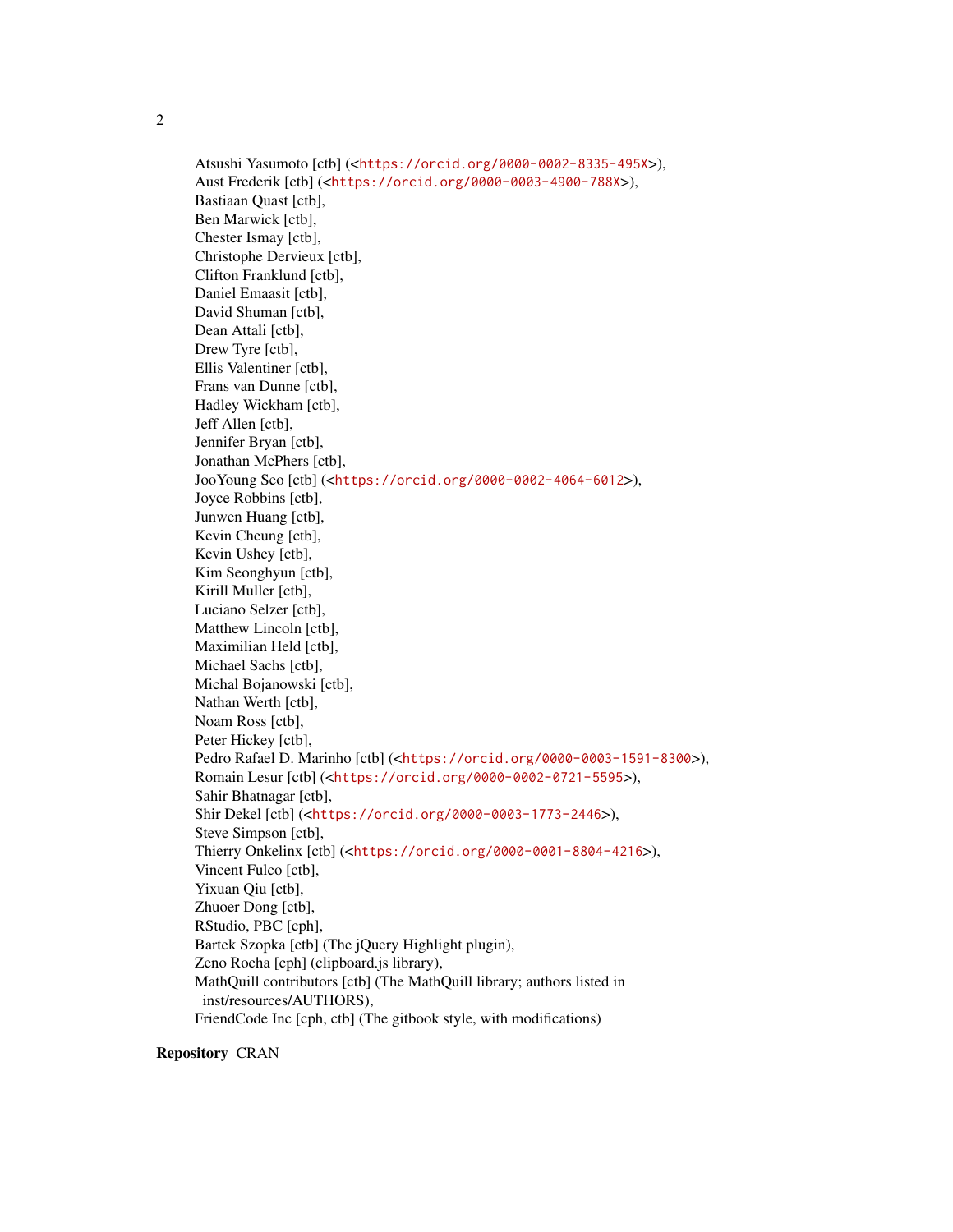Atsushi Yasumoto [ctb] (<https://orcid.org/0000-0002-8335-495X>),
Aust Frederik [ctb] (<https://orcid.org/0000-0003-4900-788X>),
Bastiaan Quast [ctb],
Ben Marwick [ctb],
Chester Ismay [ctb],
Christophe Dervieux [ctb],
Clifton Franklund [ctb],
Daniel Emaasit [ctb],
David Shuman [ctb],
Dean Attali [ctb],
Drew Tyre [ctb],
Ellis Valentiner [ctb],
Frans van Dunne [ctb],
Hadley Wickham [ctb],
Jeff Allen [ctb],
Jennifer Bryan [ctb],
Jonathan McPhers [ctb],
JooYoung Seo [ctb] (<https://orcid.org/0000-0002-4064-6012>),
Joyce Robbins [ctb],
Junwen Huang [ctb],
Kevin Cheung [ctb],
Kevin Ushey [ctb],
Kim Seonghyun [ctb],
Kirill Muller [ctb],
Luciano Selzer [ctb],
Matthew Lincoln [ctb],
Maximilian Held [ctb],
Michael Sachs [ctb],
Michal Bojanowski [ctb],
Nathan Werth [ctb],
Noam Ross [ctb],
Peter Hickey [ctb],
Pedro Rafael D. Marinho [ctb] (<https://orcid.org/0000-0003-1591-8300>),
Romain Lesur [ctb] (<https://orcid.org/0000-0002-0721-5595>),
Sahir Bhatnagar [ctb],
Shir Dekel [ctb] (<https://orcid.org/0000-0003-1773-2446>),
Steve Simpson [ctb],
Thierry Onkelinx [ctb] (<https://orcid.org/0000-0001-8804-4216>),
Vincent Fulco [ctb],
Yixuan Qiu [ctb],
Zhuoer Dong [ctb],
RStudio, PBC [cph],
Bartek Szopka [ctb] (The jQuery Highlight plugin),
Zeno Rocha [cph] (clipboard.js library),
MathQuill contributors [ctb] (The MathQuill library; authors listed in
inst/resources/AUTHORS),
FriendCode Inc [cph, ctb] (The gitbook style, with modifications)

**Repository** CRAN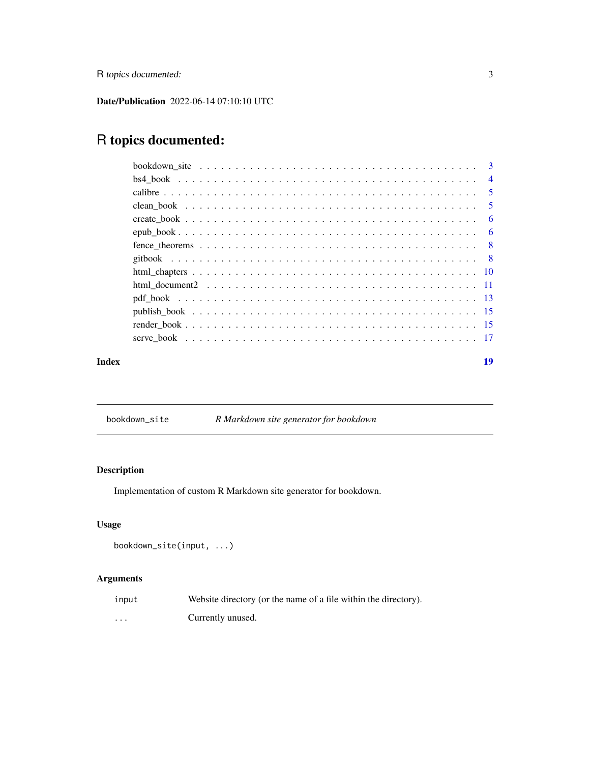**Date/Publication** 2022-06-14 07:10:10 UTC

# R topics documented:

- bookdown_site . . . . . . . . . . . . . . . . . . . . . . . . . . . . . . . . . . . . . . 3
- bs4_book . . . . . . . . . . . . . . . . . . . . . . . . . . . . . . . . . . . . . . . . . 4
- calibre . . . . . . . . . . . . . . . . . . . . . . . . . . . . . . . . . . . . . . . . . . 5
- clean_book . . . . . . . . . . . . . . . . . . . . . . . . . . . . . . . . . . . . . . . 5
- create_book . . . . . . . . . . . . . . . . . . . . . . . . . . . . . . . . . . . . . . 6
- epub_book . . . . . . . . . . . . . . . . . . . . . . . . . . . . . . . . . . . . . . . 6
- fence_theorems . . . . . . . . . . . . . . . . . . . . . . . . . . . . . . . . . . . . 8
- gitbook . . . . . . . . . . . . . . . . . . . . . . . . . . . . . . . . . . . . . . . . . 8
- html_chapters . . . . . . . . . . . . . . . . . . . . . . . . . . . . . . . . . . . . . 10
- html_document2 . . . . . . . . . . . . . . . . . . . . . . . . . . . . . . . . . . . . 11
- pdf_book . . . . . . . . . . . . . . . . . . . . . . . . . . . . . . . . . . . . . . . . 13
- publish_book . . . . . . . . . . . . . . . . . . . . . . . . . . . . . . . . . . . . . . 15
- render_book . . . . . . . . . . . . . . . . . . . . . . . . . . . . . . . . . . . . . . 15
- serve_book . . . . . . . . . . . . . . . . . . . . . . . . . . . . . . . . . . . . . . . 17

**Index** **19**

---

`bookdown_site` *R Markdown site generator for bookdown*

---

### Description

Implementation of custom R Markdown site generator for bookdown.

### Usage

```
bookdown_site(input, ...)
```

### Arguments

| | |
|---|---|
| `input` | Website directory (or the name of a file within the directory). |
| `...` | Currently unused. |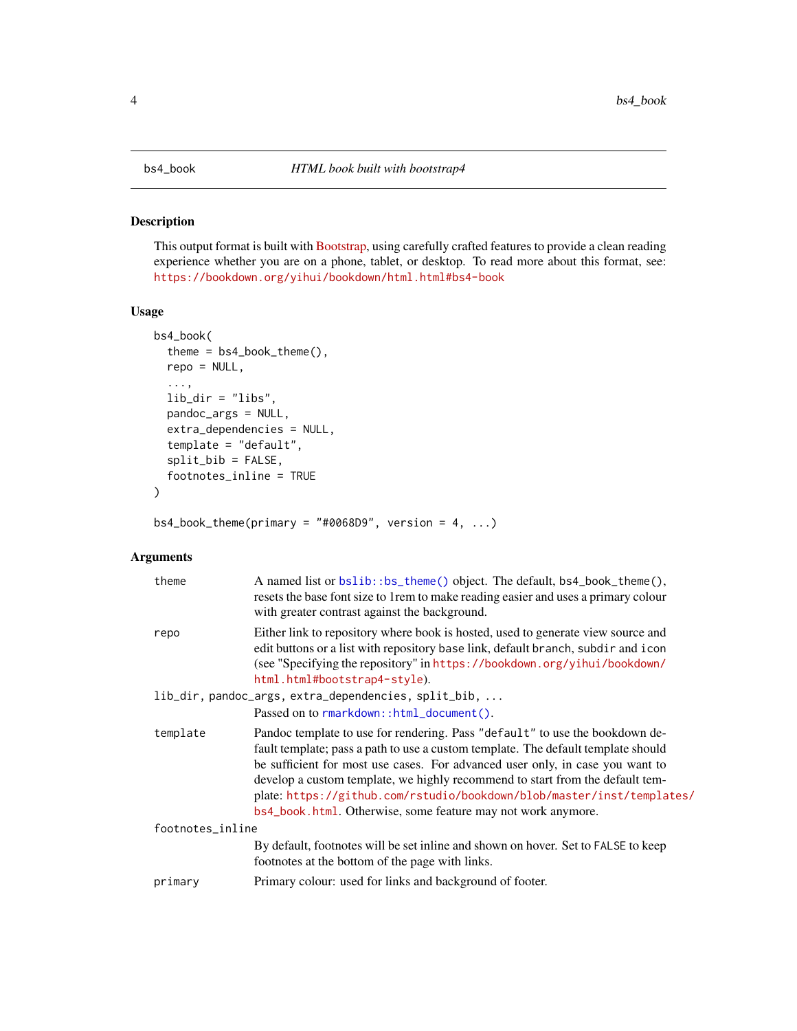## bs4_book — *HTML book built with bootstrap4*

### Description

This output format is built with Bootstrap, using carefully crafted features to provide a clean reading experience whether you are on a phone, tablet, or desktop. To read more about this format, see: https://bookdown.org/yihui/bookdown/html.html#bs4-book

### Usage

```
bs4_book(
  theme = bs4_book_theme(),
  repo = NULL,
  ...,
  lib_dir = "libs",
  pandoc_args = NULL,
  extra_dependencies = NULL,
  template = "default",
  split_bib = FALSE,
  footnotes_inline = TRUE
)

bs4_book_theme(primary = "#0068D9", version = 4, ...)
```

### Arguments

`theme`
: A named list or `bslib::bs_theme()` object. The default, `bs4_book_theme()`, resets the base font size to 1rem to make reading easier and uses a primary colour with greater contrast against the background.

`repo`
: Either link to repository where book is hosted, used to generate view source and edit buttons or a list with repository `base` link, default `branch`, `subdir` and `icon` (see "Specifying the repository" in https://bookdown.org/yihui/bookdown/html.html#bootstrap4-style).

`lib_dir, pandoc_args, extra_dependencies, split_bib, ...`
: Passed on to `rmarkdown::html_document()`.

`template`
: Pandoc template to use for rendering. Pass `"default"` to use the bookdown default template; pass a path to use a custom template. The default template should be sufficient for most use cases. For advanced user only, in case you want to develop a custom template, we highly recommend to start from the default template: https://github.com/rstudio/bookdown/blob/master/inst/templates/bs4_book.html. Otherwise, some feature may not work anymore.

`footnotes_inline`
: By default, footnotes will be set inline and shown on hover. Set to `FALSE` to keep footnotes at the bottom of the page with links.

`primary`
: Primary colour: used for links and background of footer.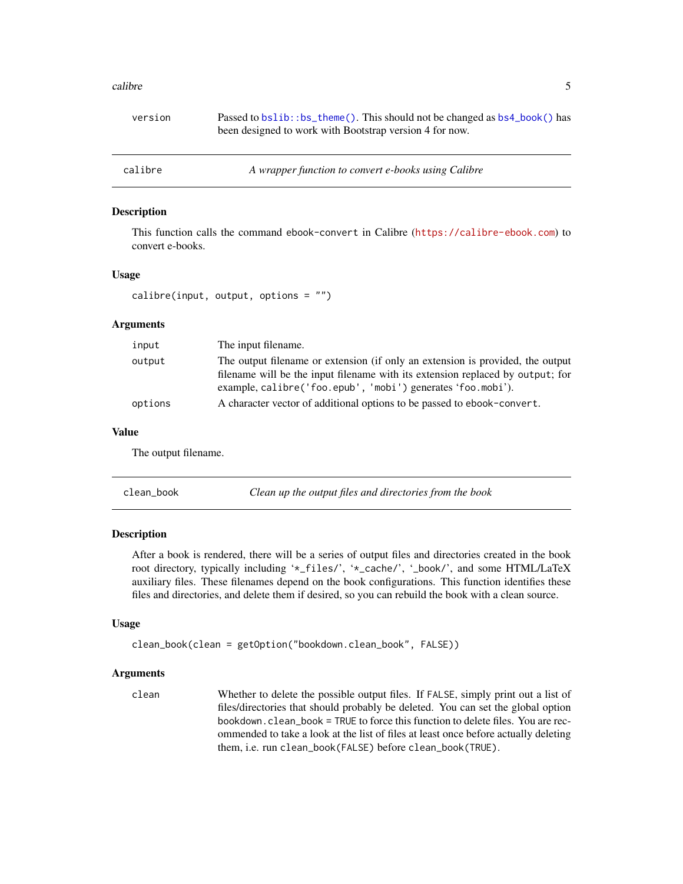| | |
|---|---|
| version | Passed to `bslib::bs_theme()`. This should not be changed as `bs4_book()` has been designed to work with Bootstrap version 4 for now. |

---

## calibre — *A wrapper function to convert e-books using Calibre*

### Description

This function calls the command `ebook-convert` in Calibre (https://calibre-ebook.com) to convert e-books.

### Usage

```
calibre(input, output, options = "")
```

### Arguments

| | |
|---|---|
| input | The input filename. |
| output | The output filename or extension (if only an extension is provided, the output filename will be the input filename with its extension replaced by `output`; for example, `calibre('foo.epub', 'mobi')` generates '`foo.mobi`'). |
| options | A character vector of additional options to be passed to `ebook-convert`. |

### Value

The output filename.

---

## clean_book — *Clean up the output files and directories from the book*

### Description

After a book is rendered, there will be a series of output files and directories created in the book root directory, typically including '`*_files/`', '`*_cache/`', '`_book/`', and some HTML/LaTeX auxiliary files. These filenames depend on the book configurations. This function identifies these files and directories, and delete them if desired, so you can rebuild the book with a clean source.

### Usage

```
clean_book(clean = getOption("bookdown.clean_book", FALSE))
```

### Arguments

| | |
|---|---|
| clean | Whether to delete the possible output files. If `FALSE`, simply print out a list of files/directories that should probably be deleted. You can set the global option `bookdown.clean_book = TRUE` to force this function to delete files. You are recommended to take a look at the list of files at least once before actually deleting them, i.e. run `clean_book(FALSE)` before `clean_book(TRUE)`. |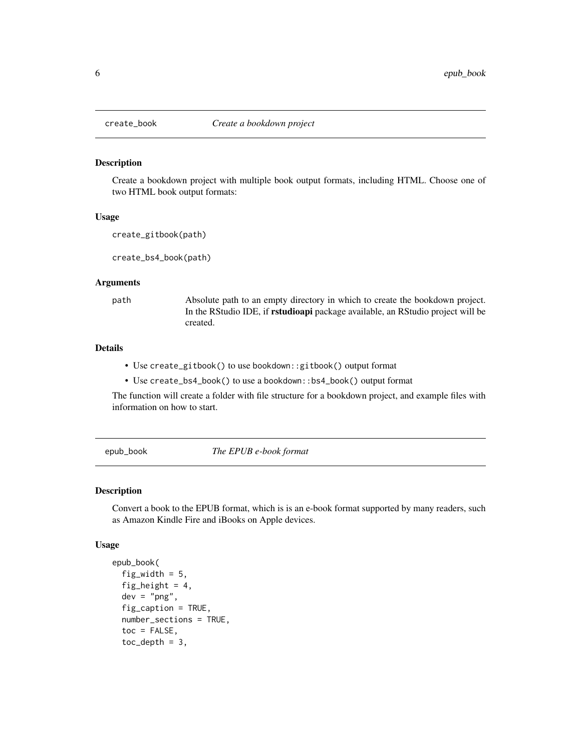## create_book — *Create a bookdown project*

### Description

Create a bookdown project with multiple book output formats, including HTML. Choose one of two HTML book output formats:

### Usage

```
create_gitbook(path)

create_bs4_book(path)
```

### Arguments

| | |
|---|---|
| path | Absolute path to an empty directory in which to create the bookdown project. In the RStudio IDE, if **rstudioapi** package available, an RStudio project will be created. |

### Details

- Use `create_gitbook()` to use `bookdown::gitbook()` output format
- Use `create_bs4_book()` to use a `bookdown::bs4_book()` output format

The function will create a folder with file structure for a bookdown project, and example files with information on how to start.

## epub_book — *The EPUB e-book format*

### Description

Convert a book to the EPUB format, which is is an e-book format supported by many readers, such as Amazon Kindle Fire and iBooks on Apple devices.

### Usage

```
epub_book(
  fig_width = 5,
  fig_height = 4,
  dev = "png",
  fig_caption = TRUE,
  number_sections = TRUE,
  toc = FALSE,
  toc_depth = 3,
```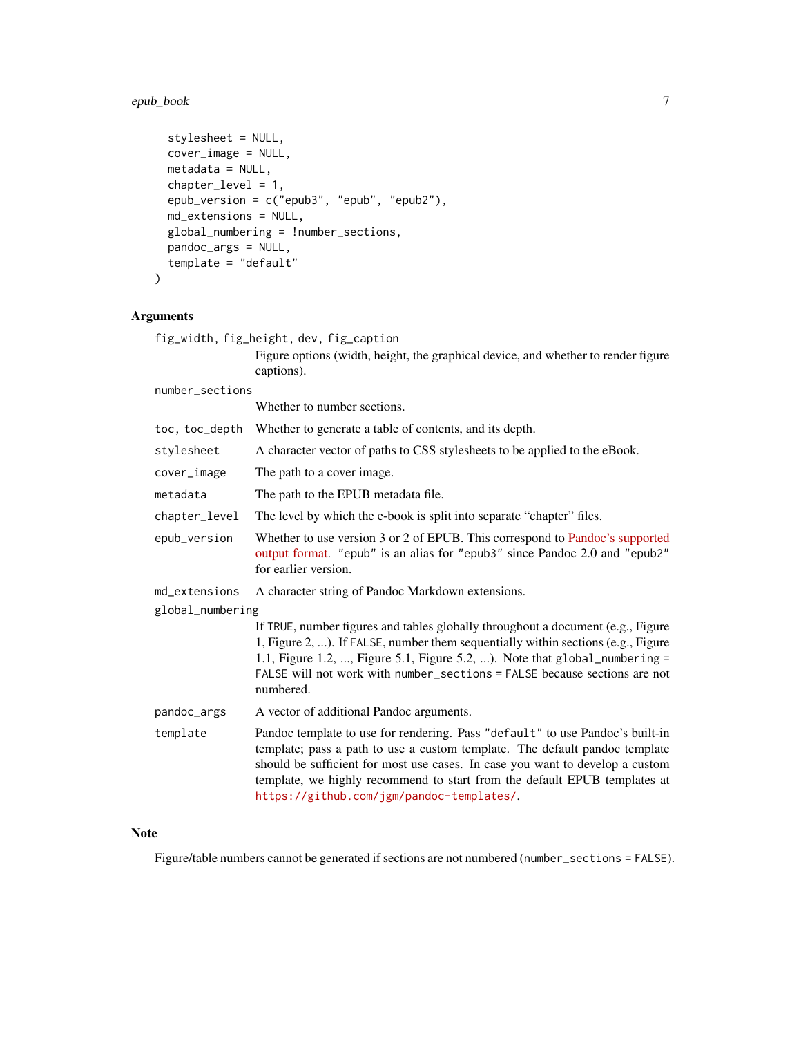```
  stylesheet = NULL,
  cover_image = NULL,
  metadata = NULL,
  chapter_level = 1,
  epub_version = c("epub3", "epub", "epub2"),
  md_extensions = NULL,
  global_numbering = !number_sections,
  pandoc_args = NULL,
  template = "default"
)
```

## Arguments

`fig_width, fig_height, dev, fig_caption`
: Figure options (width, height, the graphical device, and whether to render figure captions).

`number_sections`
: Whether to number sections.

`toc, toc_depth`
: Whether to generate a table of contents, and its depth.

`stylesheet`
: A character vector of paths to CSS stylesheets to be applied to the eBook.

`cover_image`
: The path to a cover image.

`metadata`
: The path to the EPUB metadata file.

`chapter_level`
: The level by which the e-book is split into separate “chapter” files.

`epub_version`
: Whether to use version 3 or 2 of EPUB. This correspond to Pandoc’s supported output format. `"epub"` is an alias for `"epub3"` since Pandoc 2.0 and `"epub2"` for earlier version.

`md_extensions`
: A character string of Pandoc Markdown extensions.

`global_numbering`
: If `TRUE`, number figures and tables globally throughout a document (e.g., Figure 1, Figure 2, ...). If `FALSE`, number them sequentially within sections (e.g., Figure 1.1, Figure 1.2, ..., Figure 5.1, Figure 5.2, ...). Note that `global_numbering = FALSE` will not work with `number_sections = FALSE` because sections are not numbered.

`pandoc_args`
: A vector of additional Pandoc arguments.

`template`
: Pandoc template to use for rendering. Pass `"default"` to use Pandoc’s built-in template; pass a path to use a custom template. The default pandoc template should be sufficient for most use cases. In case you want to develop a custom template, we highly recommend to start from the default EPUB templates at https://github.com/jgm/pandoc-templates/.

## Note

Figure/table numbers cannot be generated if sections are not numbered (`number_sections = FALSE`).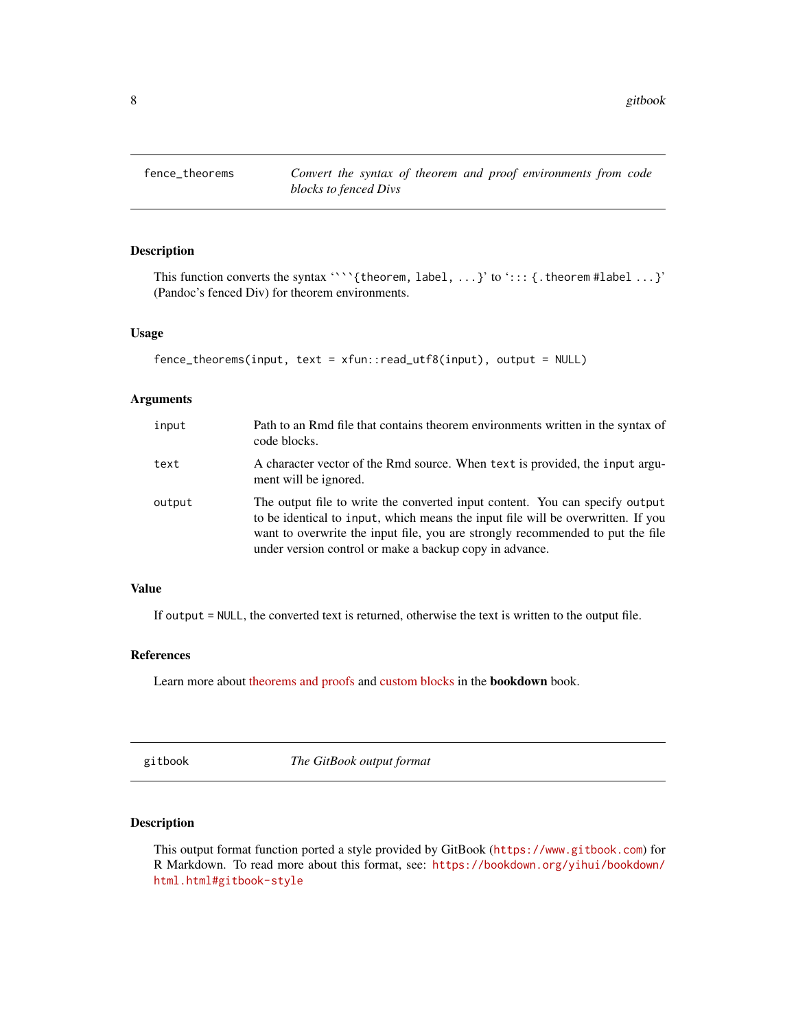## fence_theorems — *Convert the syntax of theorem and proof environments from code blocks to fenced Divs*

### Description

This function converts the syntax ` ```{theorem, label, ...} ` to `::: {.theorem #label ...}` (Pandoc's fenced Div) for theorem environments.

### Usage

```
fence_theorems(input, text = xfun::read_utf8(input), output = NULL)
```

### Arguments

| | |
|---|---|
| `input` | Path to an Rmd file that contains theorem environments written in the syntax of code blocks. |
| `text` | A character vector of the Rmd source. When `text` is provided, the `input` argument will be ignored. |
| `output` | The output file to write the converted input content. You can specify `output` to be identical to `input`, which means the input file will be overwritten. If you want to overwrite the input file, you are strongly recommended to put the file under version control or make a backup copy in advance. |

### Value

If `output = NULL`, the converted text is returned, otherwise the text is written to the output file.

### References

Learn more about theorems and proofs and custom blocks in the **bookdown** book.

## gitbook — *The GitBook output format*

### Description

This output format function ported a style provided by GitBook (`https://www.gitbook.com`) for R Markdown. To read more about this format, see: `https://bookdown.org/yihui/bookdown/html.html#gitbook-style`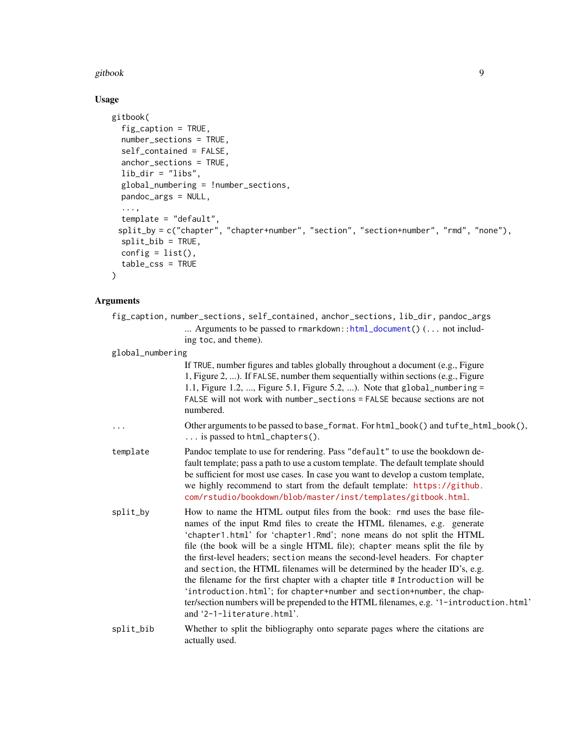### Usage

```
gitbook(
  fig_caption = TRUE,
  number_sections = TRUE,
  self_contained = FALSE,
  anchor_sections = TRUE,
  lib_dir = "libs",
  global_numbering = !number_sections,
  pandoc_args = NULL,
  ...,
  template = "default",
  split_by = c("chapter", "chapter+number", "section", "section+number", "rmd", "none"),
  split_bib = TRUE,
  config = list(),
  table_css = TRUE
)
```

### Arguments

`fig_caption`, `number_sections`, `self_contained`, `anchor_sections`, `lib_dir`, `pandoc_args`
: ... Arguments to be passed to `rmarkdown::html_document()` (`...` not including `toc`, and `theme`).

`global_numbering`
: If `TRUE`, number figures and tables globally throughout a document (e.g., Figure 1, Figure 2, ...). If `FALSE`, number them sequentially within sections (e.g., Figure 1.1, Figure 1.2, ..., Figure 5.1, Figure 5.2, ...). Note that `global_numbering = FALSE` will not work with `number_sections = FALSE` because sections are not numbered.

`...`
: Other arguments to be passed to `base_format`. For `html_book()` and `tufte_html_book()`, `...` is passed to `html_chapters()`.

`template`
: Pandoc template to use for rendering. Pass `"default"` to use the bookdown default template; pass a path to use a custom template. The default template should be sufficient for most use cases. In case you want to develop a custom template, we highly recommend to start from the default template: https://github.com/rstudio/bookdown/blob/master/inst/templates/gitbook.html.

`split_by`
: How to name the HTML output files from the book: `rmd` uses the base filenames of the input Rmd files to create the HTML filenames, e.g. generate '`chapter1.html`' for '`chapter1.Rmd`'; `none` means do not split the HTML file (the book will be a single HTML file); `chapter` means split the file by the first-level headers; `section` means the second-level headers. For `chapter` and `section`, the HTML filenames will be determined by the header ID's, e.g. the filename for the first chapter with a chapter title `# Introduction` will be '`introduction.html`'; for `chapter+number` and `section+number`, the chapter/section numbers will be prepended to the HTML filenames, e.g. '`1-introduction.html`' and '`2-1-literature.html`'.

`split_bib`
: Whether to split the bibliography onto separate pages where the citations are actually used.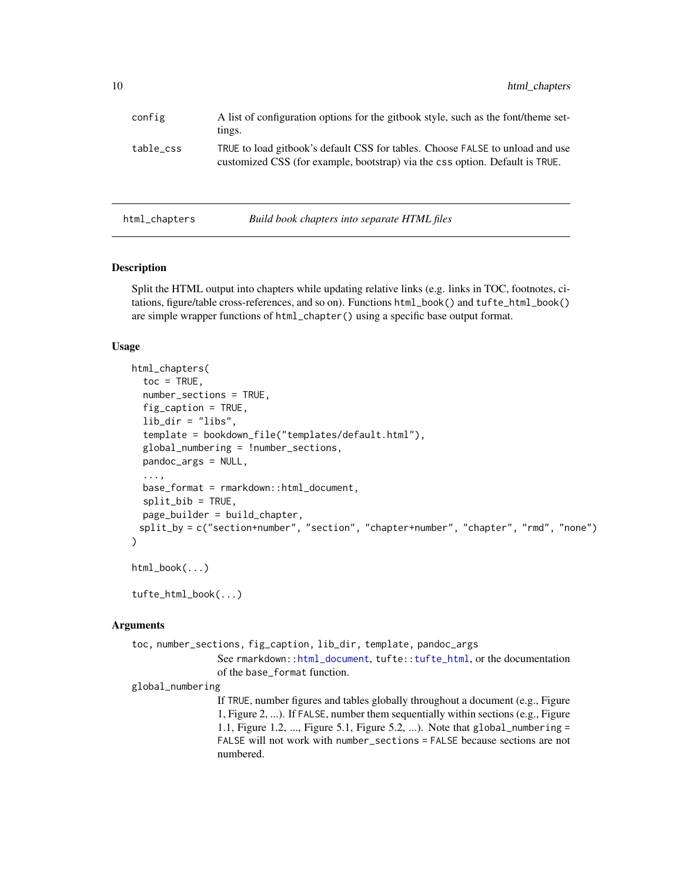config
: A list of configuration options for the gitbook style, such as the font/theme settings.

table_css
: TRUE to load gitbook's default CSS for tables. Choose FALSE to unload and use customized CSS (for example, bootstrap) via the css option. Default is TRUE.

---

## html_chapters — *Build book chapters into separate HTML files*

### Description

Split the HTML output into chapters while updating relative links (e.g. links in TOC, footnotes, citations, figure/table cross-references, and so on). Functions `html_book()` and `tufte_html_book()` are simple wrapper functions of `html_chapter()` using a specific base output format.

### Usage

```
html_chapters(
  toc = TRUE,
  number_sections = TRUE,
  fig_caption = TRUE,
  lib_dir = "libs",
  template = bookdown_file("templates/default.html"),
  global_numbering = !number_sections,
  pandoc_args = NULL,
  ...,
  base_format = rmarkdown::html_document,
  split_bib = TRUE,
  page_builder = build_chapter,
 split_by = c("section+number", "section", "chapter+number", "chapter", "rmd", "none")
)

html_book(...)

tufte_html_book(...)
```

### Arguments

toc, number_sections, fig_caption, lib_dir, template, pandoc_args
: See `rmarkdown::html_document`, `tufte::tufte_html`, or the documentation of the `base_format` function.

global_numbering
: If TRUE, number figures and tables globally throughout a document (e.g., Figure 1, Figure 2, ...). If FALSE, number them sequentially within sections (e.g., Figure 1.1, Figure 1.2, ..., Figure 5.1, Figure 5.2, ...). Note that `global_numbering = FALSE` will not work with `number_sections = FALSE` because sections are not numbered.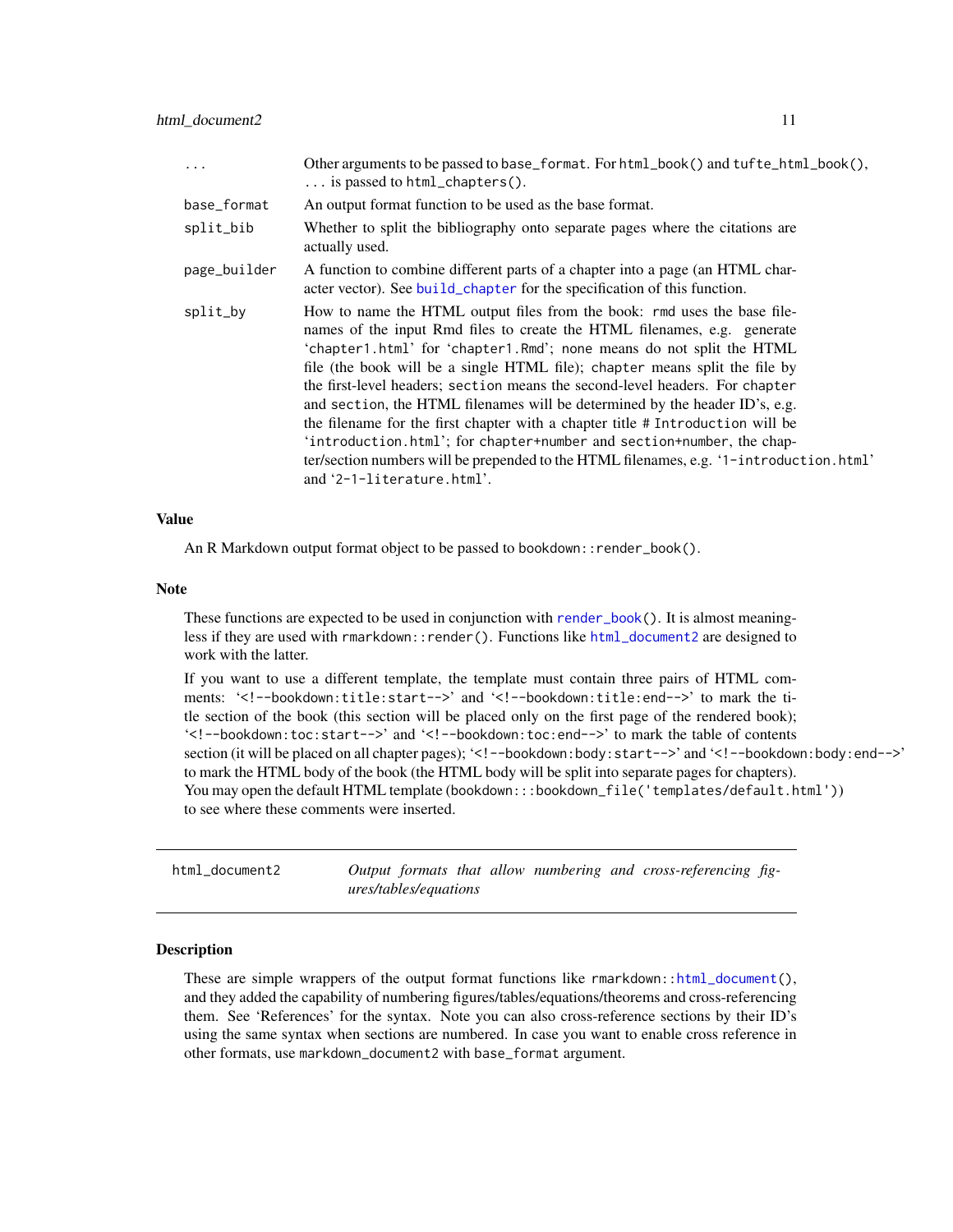| | |
|---|---|
| `...` | Other arguments to be passed to `base_format`. For `html_book()` and `tufte_html_book()`, `...` is passed to `html_chapters()`. |
| `base_format` | An output format function to be used as the base format. |
| `split_bib` | Whether to split the bibliography onto separate pages where the citations are actually used. |
| `page_builder` | A function to combine different parts of a chapter into a page (an HTML character vector). See `build_chapter` for the specification of this function. |
| `split_by` | How to name the HTML output files from the book: `rmd` uses the base filenames of the input Rmd files to create the HTML filenames, e.g. generate '`chapter1.html`' for '`chapter1.Rmd`'; `none` means do not split the HTML file (the book will be a single HTML file); `chapter` means split the file by the first-level headers; `section` means the second-level headers. For `chapter` and `section`, the HTML filenames will be determined by the header ID's, e.g. the filename for the first chapter with a chapter title `# Introduction` will be '`introduction.html`'; for `chapter+number` and `section+number`, the chapter/section numbers will be prepended to the HTML filenames, e.g. '`1-introduction.html`' and '`2-1-literature.html`'. |

## Value

An R Markdown output format object to be passed to `bookdown::render_book()`.

## Note

These functions are expected to be used in conjunction with `render_book()`. It is almost meaningless if they are used with `rmarkdown::render()`. Functions like `html_document2` are designed to work with the latter.

If you want to use a different template, the template must contain three pairs of HTML comments: '`<!--bookdown:title:start-->`' and '`<!--bookdown:title:end-->`' to mark the title section of the book (this section will be placed only on the first page of the rendered book); '`<!--bookdown:toc:start-->`' and '`<!--bookdown:toc:end-->`' to mark the table of contents section (it will be placed on all chapter pages); '`<!--bookdown:body:start-->`' and '`<!--bookdown:body:end-->`' to mark the HTML body of the book (the HTML body will be split into separate pages for chapters). You may open the default HTML template (`bookdown:::bookdown_file('templates/default.html')`) to see where these comments were inserted.

---

# `html_document2` — *Output formats that allow numbering and cross-referencing figures/tables/equations*

---

## Description

These are simple wrappers of the output format functions like `rmarkdown::html_document()`, and they added the capability of numbering figures/tables/equations/theorems and cross-referencing them. See 'References' for the syntax. Note you can also cross-reference sections by their ID's using the same syntax when sections are numbered. In case you want to enable cross reference in other formats, use `markdown_document2` with `base_format` argument.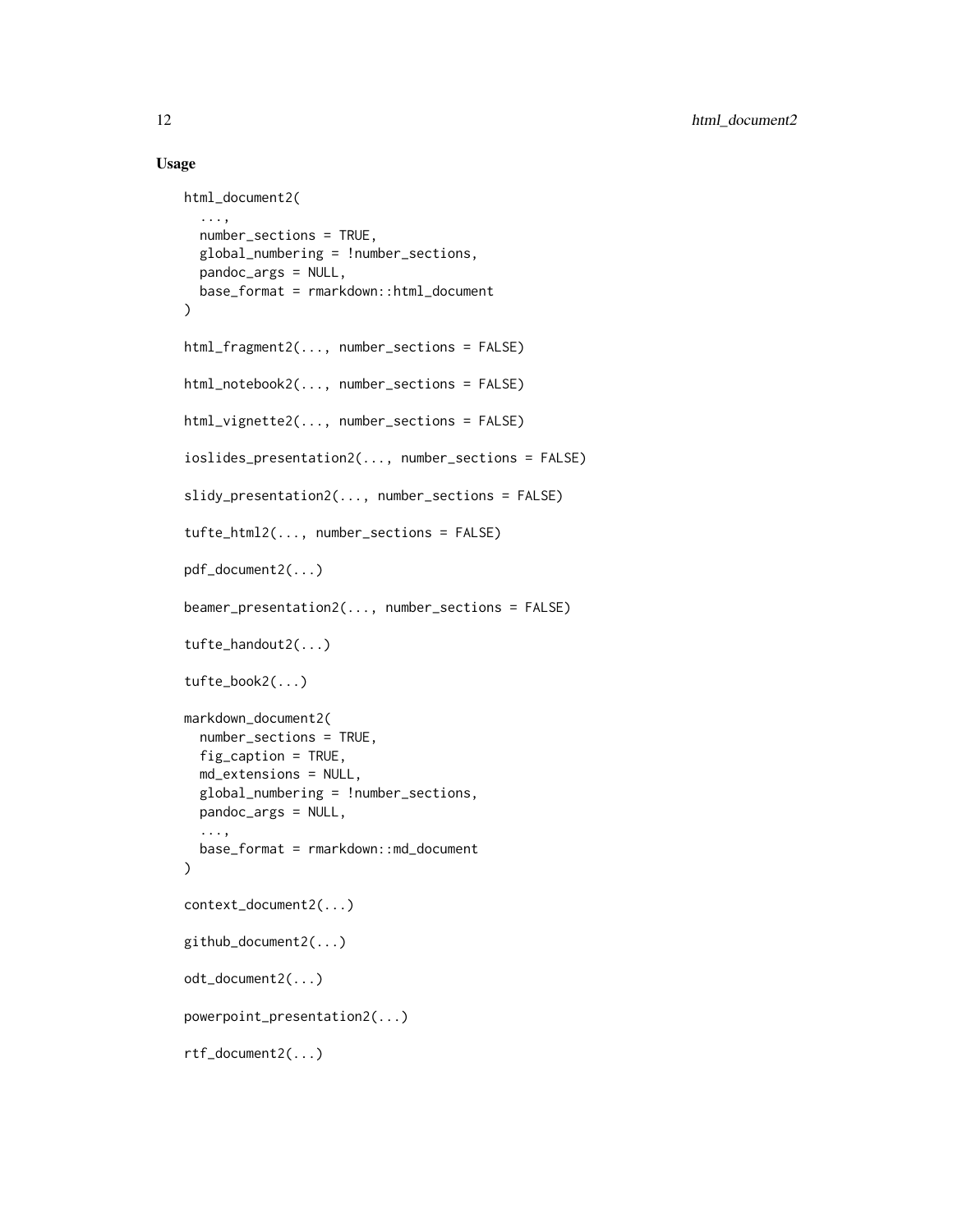## Usage

```
html_document2(
  ...,
  number_sections = TRUE,
  global_numbering = !number_sections,
  pandoc_args = NULL,
  base_format = rmarkdown::html_document
)

html_fragment2(..., number_sections = FALSE)

html_notebook2(..., number_sections = FALSE)

html_vignette2(..., number_sections = FALSE)

ioslides_presentation2(..., number_sections = FALSE)

slidy_presentation2(..., number_sections = FALSE)

tufte_html2(..., number_sections = FALSE)

pdf_document2(...)

beamer_presentation2(..., number_sections = FALSE)

tufte_handout2(...)

tufte_book2(...)

markdown_document2(
  number_sections = TRUE,
  fig_caption = TRUE,
  md_extensions = NULL,
  global_numbering = !number_sections,
  pandoc_args = NULL,
  ...,
  base_format = rmarkdown::md_document
)

context_document2(...)

github_document2(...)

odt_document2(...)

powerpoint_presentation2(...)

rtf_document2(...)
```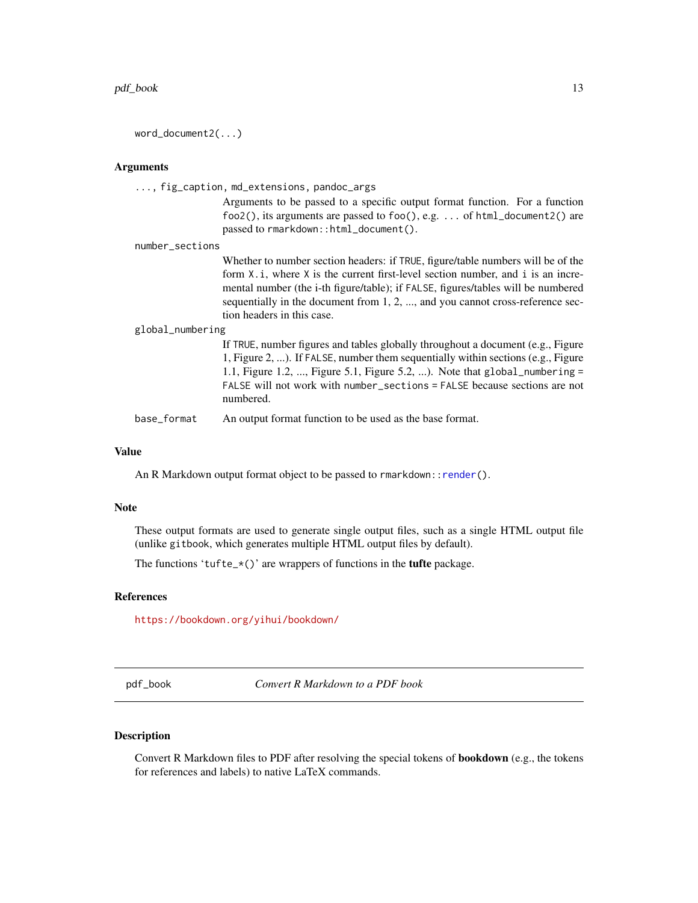```
word_document2(...)
```

## Arguments

`..., fig_caption, md_extensions, pandoc_args`
: Arguments to be passed to a specific output format function. For a function `foo2()`, its arguments are passed to `foo()`, e.g. `...` of `html_document2()` are passed to `rmarkdown::html_document()`.

`number_sections`
: Whether to number section headers: if `TRUE`, figure/table numbers will be of the form `X.i`, where `X` is the current first-level section number, and `i` is an incremental number (the i-th figure/table); if `FALSE`, figures/tables will be numbered sequentially in the document from 1, 2, ..., and you cannot cross-reference section headers in this case.

`global_numbering`
: If `TRUE`, number figures and tables globally throughout a document (e.g., Figure 1, Figure 2, ...). If `FALSE`, number them sequentially within sections (e.g., Figure 1.1, Figure 1.2, ..., Figure 5.1, Figure 5.2, ...). Note that `global_numbering = FALSE` will not work with `number_sections = FALSE` because sections are not numbered.

`base_format`
: An output format function to be used as the base format.

## Value

An R Markdown output format object to be passed to `rmarkdown::render()`.

## Note

These output formats are used to generate single output files, such as a single HTML output file (unlike `gitbook`, which generates multiple HTML output files by default).

The functions '`tufte_*()`' are wrappers of functions in the **tufte** package.

## References

https://bookdown.org/yihui/bookdown/

---

# pdf_book — *Convert R Markdown to a PDF book*

## Description

Convert R Markdown files to PDF after resolving the special tokens of **bookdown** (e.g., the tokens for references and labels) to native LaTeX commands.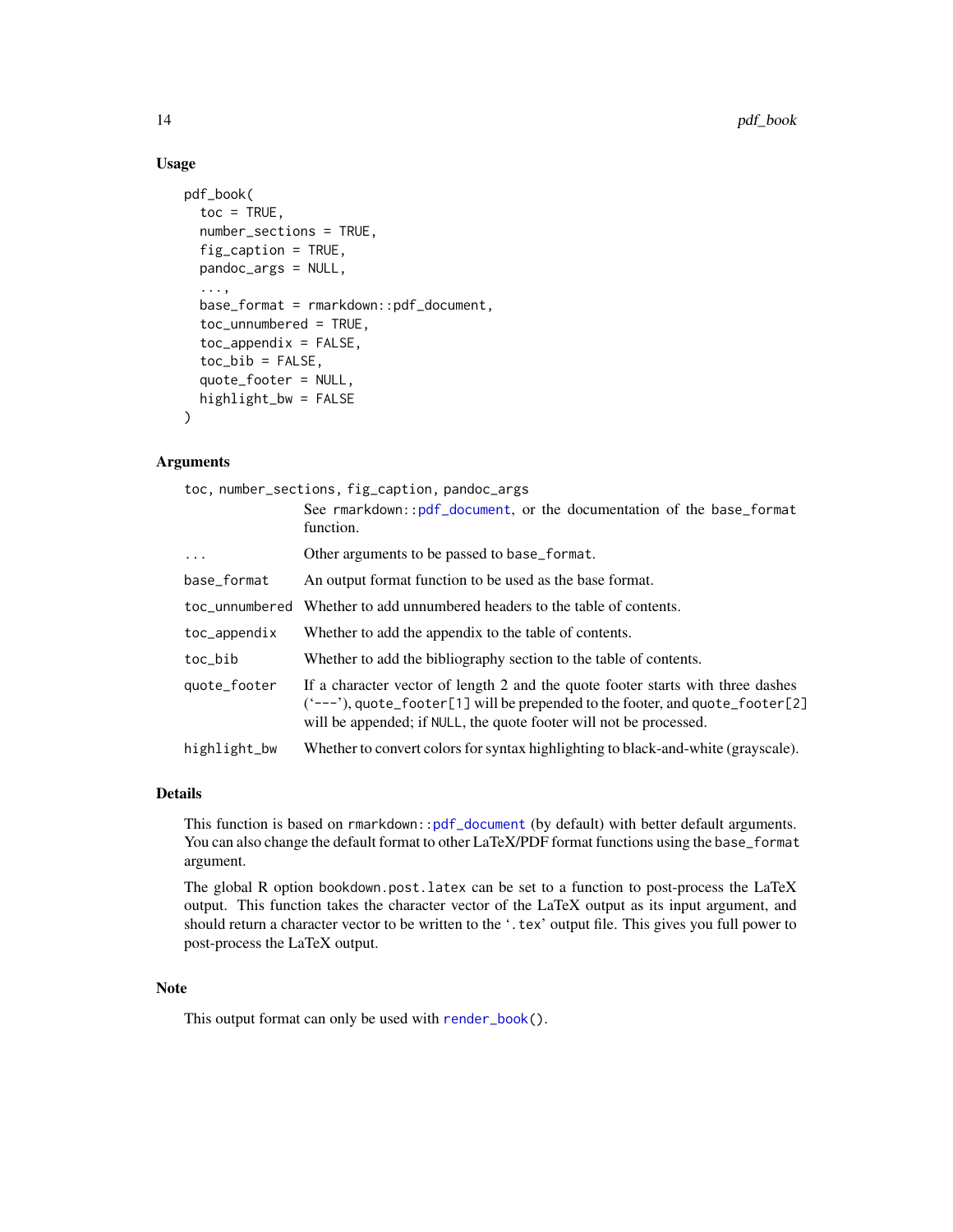### Usage

```
pdf_book(
  toc = TRUE,
  number_sections = TRUE,
  fig_caption = TRUE,
  pandoc_args = NULL,
  ...,
  base_format = rmarkdown::pdf_document,
  toc_unnumbered = TRUE,
  toc_appendix = FALSE,
  toc_bib = FALSE,
  quote_footer = NULL,
  highlight_bw = FALSE
)
```

### Arguments

| | |
|---|---|
| `toc, number_sections, fig_caption, pandoc_args` | See `rmarkdown::pdf_document`, or the documentation of the `base_format` function. |
| `...` | Other arguments to be passed to `base_format`. |
| `base_format` | An output format function to be used as the base format. |
| `toc_unnumbered` | Whether to add unnumbered headers to the table of contents. |
| `toc_appendix` | Whether to add the appendix to the table of contents. |
| `toc_bib` | Whether to add the bibliography section to the table of contents. |
| `quote_footer` | If a character vector of length 2 and the quote footer starts with three dashes (‘`---`’), `quote_footer[1]` will be prepended to the footer, and `quote_footer[2]` will be appended; if `NULL`, the quote footer will not be processed. |
| `highlight_bw` | Whether to convert colors for syntax highlighting to black-and-white (grayscale). |

### Details

This function is based on `rmarkdown::pdf_document` (by default) with better default arguments. You can also change the default format to other LaTeX/PDF format functions using the `base_format` argument.

The global R option `bookdown.post.latex` can be set to a function to post-process the LaTeX output. This function takes the character vector of the LaTeX output as its input argument, and should return a character vector to be written to the ‘`.tex`’ output file. This gives you full power to post-process the LaTeX output.

### Note

This output format can only be used with `render_book()`.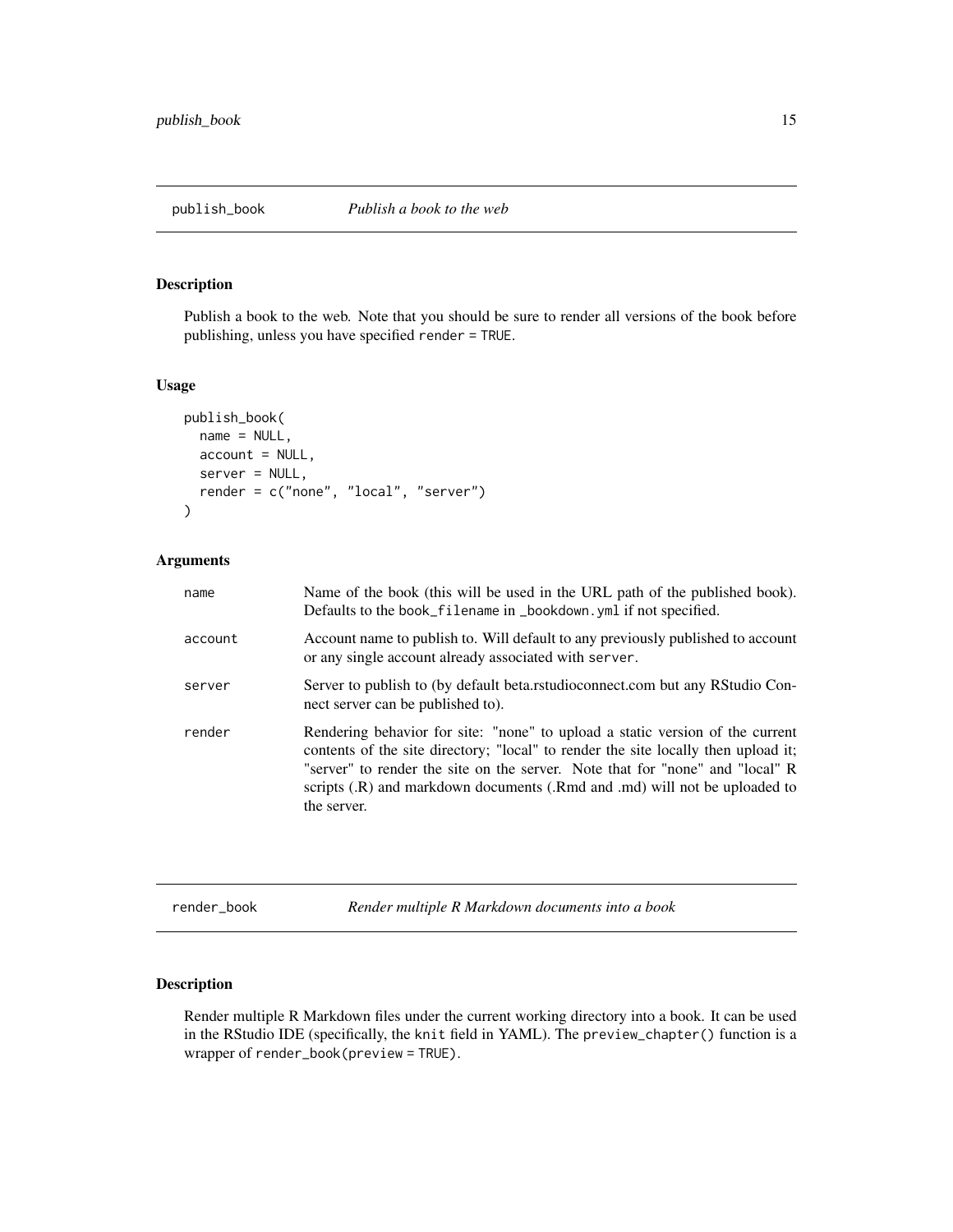## publish_book *Publish a book to the web*

### Description

Publish a book to the web. Note that you should be sure to render all versions of the book before publishing, unless you have specified `render = TRUE`.

### Usage

```
publish_book(
  name = NULL,
  account = NULL,
  server = NULL,
  render = c("none", "local", "server")
)
```

### Arguments

| | |
|---|---|
| name | Name of the book (this will be used in the URL path of the published book). Defaults to the `book_filename` in `_bookdown.yml` if not specified. |
| account | Account name to publish to. Will default to any previously published to account or any single account already associated with `server`. |
| server | Server to publish to (by default beta.rstudioconnect.com but any RStudio Connect server can be published to). |
| render | Rendering behavior for site: "none" to upload a static version of the current contents of the site directory; "local" to render the site locally then upload it; "server" to render the site on the server. Note that for "none" and "local" R scripts (.R) and markdown documents (.Rmd and .md) will not be uploaded to the server. |

## render_book *Render multiple R Markdown documents into a book*

### Description

Render multiple R Markdown files under the current working directory into a book. It can be used in the RStudio IDE (specifically, the `knit` field in YAML). The `preview_chapter()` function is a wrapper of `render_book(preview = TRUE)`.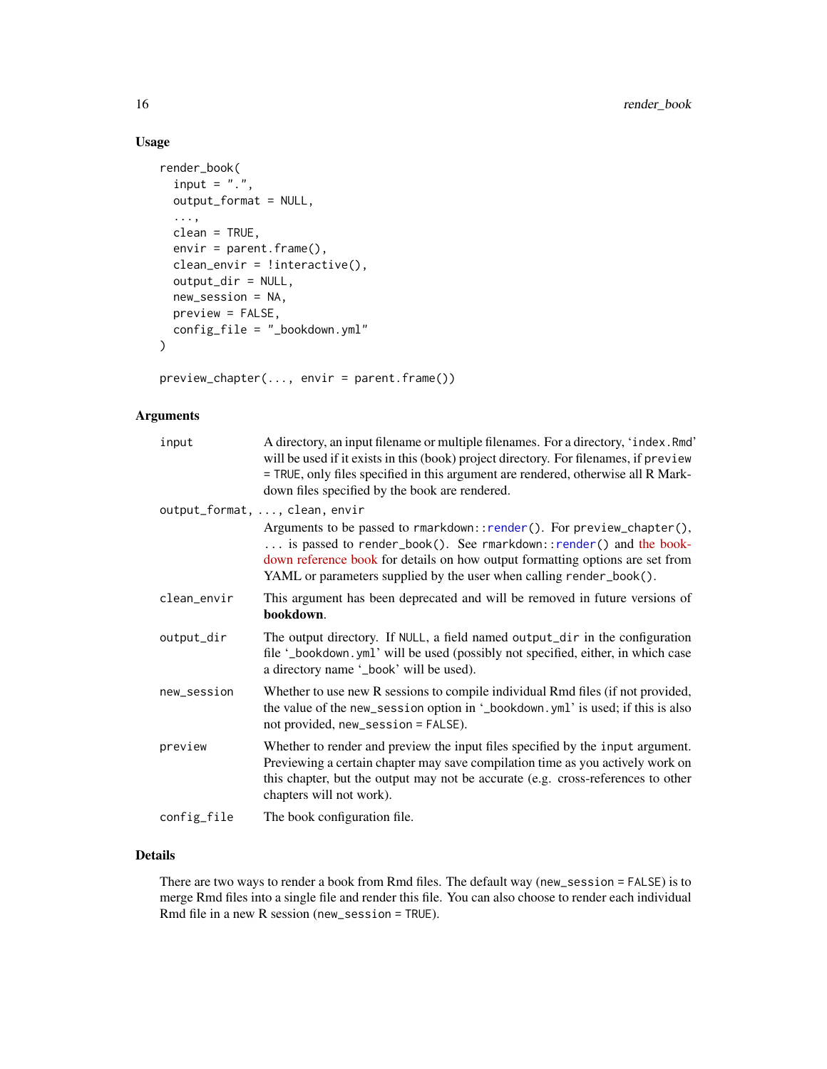### Usage

```
render_book(
  input = ".",
  output_format = NULL,
  ...,
  clean = TRUE,
  envir = parent.frame(),
  clean_envir = !interactive(),
  output_dir = NULL,
  new_session = NA,
  preview = FALSE,
  config_file = "_bookdown.yml"
)

preview_chapter(..., envir = parent.frame())
```

### Arguments

| | |
|---|---|
| `input` | A directory, an input filename or multiple filenames. For a directory, 'index.Rmd' will be used if it exists in this (book) project directory. For filenames, if `preview = TRUE`, only files specified in this argument are rendered, otherwise all R Markdown files specified by the book are rendered. |
| `output_format, ..., clean, envir` | Arguments to be passed to `rmarkdown::render()`. For `preview_chapter()`, `...` is passed to `render_book()`. See `rmarkdown::render()` and the bookdown reference book for details on how output formatting options are set from YAML or parameters supplied by the user when calling `render_book()`. |
| `clean_envir` | This argument has been deprecated and will be removed in future versions of **bookdown**. |
| `output_dir` | The output directory. If `NULL`, a field named `output_dir` in the configuration file '_bookdown.yml' will be used (possibly not specified, either, in which case a directory name '_book' will be used). |
| `new_session` | Whether to use new R sessions to compile individual Rmd files (if not provided, the value of the `new_session` option in '_bookdown.yml' is used; if this is also not provided, `new_session = FALSE`). |
| `preview` | Whether to render and preview the input files specified by the `input` argument. Previewing a certain chapter may save compilation time as you actively work on this chapter, but the output may not be accurate (e.g. cross-references to other chapters will not work). |
| `config_file` | The book configuration file. |

### Details

There are two ways to render a book from Rmd files. The default way (`new_session = FALSE`) is to merge Rmd files into a single file and render this file. You can also choose to render each individual Rmd file in a new R session (`new_session = TRUE`).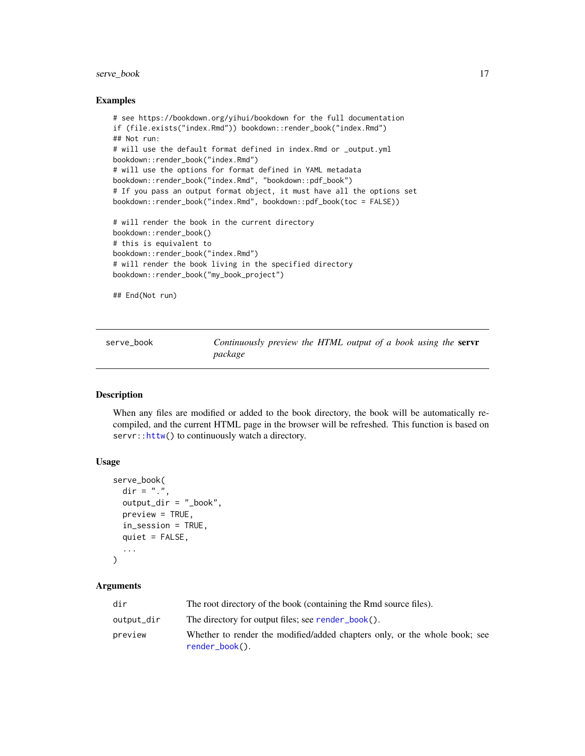## Examples

```
# see https://bookdown.org/yihui/bookdown for the full documentation
if (file.exists("index.Rmd")) bookdown::render_book("index.Rmd")
## Not run:
# will use the default format defined in index.Rmd or _output.yml
bookdown::render_book("index.Rmd")
# will use the options for format defined in YAML metadata
bookdown::render_book("index.Rmd", "bookdown::pdf_book")
# If you pass an output format object, it must have all the options set
bookdown::render_book("index.Rmd", bookdown::pdf_book(toc = FALSE))

# will render the book in the current directory
bookdown::render_book()
# this is equivalent to
bookdown::render_book("index.Rmd")
# will render the book living in the specified directory
bookdown::render_book("my_book_project")

## End(Not run)
```

---

# serve_book — *Continuously preview the HTML output of a book using the* **servr** *package*

---

## Description

When any files are modified or added to the book directory, the book will be automatically recompiled, and the current HTML page in the browser will be refreshed. This function is based on `servr::httw()` to continuously watch a directory.

## Usage

```
serve_book(
  dir = ".",
  output_dir = "_book",
  preview = TRUE,
  in_session = TRUE,
  quiet = FALSE,
  ...
)
```

## Arguments

| | |
|---|---|
| `dir` | The root directory of the book (containing the Rmd source files). |
| `output_dir` | The directory for output files; see `render_book()`. |
| `preview` | Whether to render the modified/added chapters only, or the whole book; see `render_book()`. |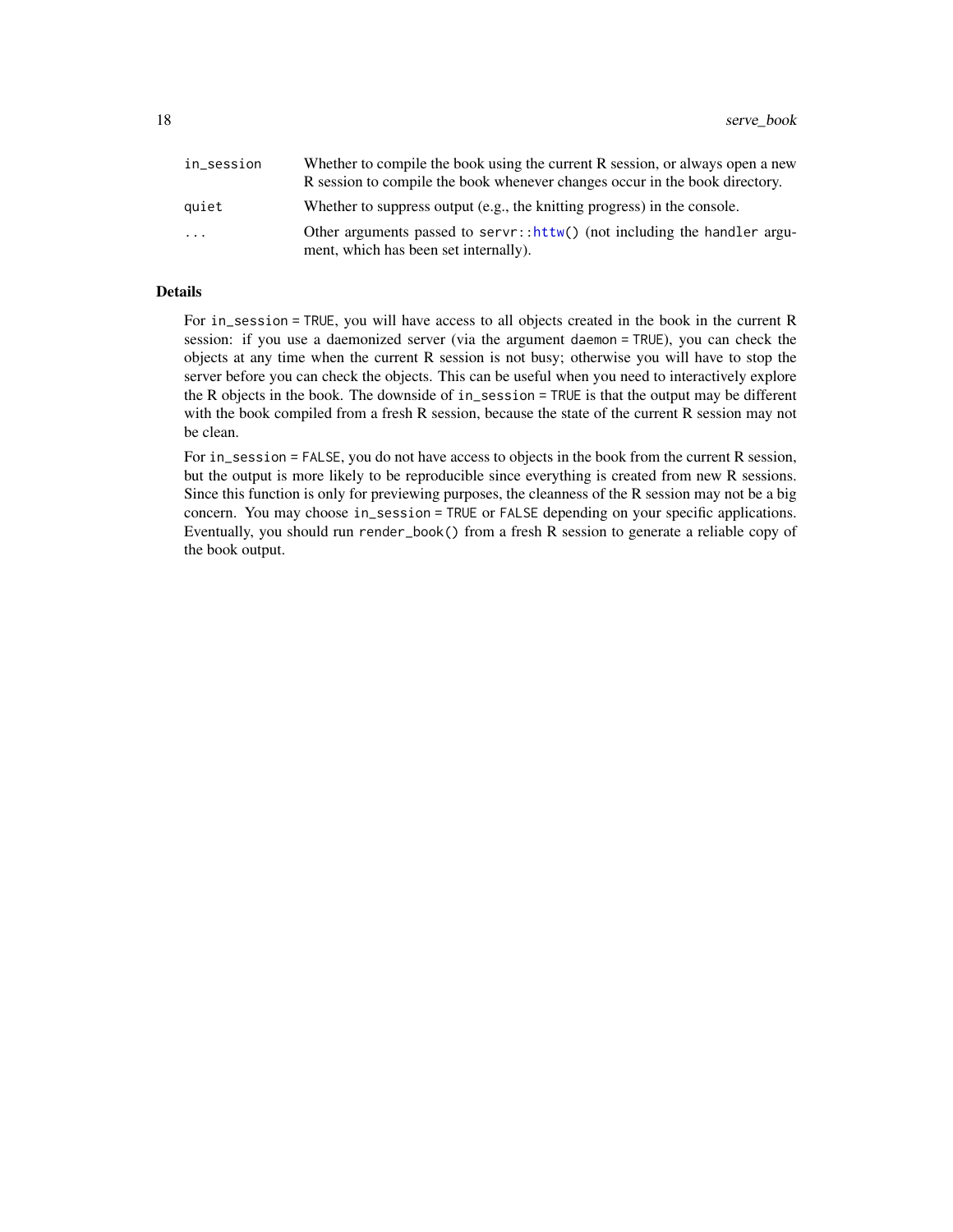| | |
|---|---|
| `in_session` | Whether to compile the book using the current R session, or always open a new R session to compile the book whenever changes occur in the book directory. |
| `quiet` | Whether to suppress output (e.g., the knitting progress) in the console. |
| `...` | Other arguments passed to `servr::httw()` (not including the `handler` argument, which has been set internally). |

### Details

For `in_session = TRUE`, you will have access to all objects created in the book in the current R session: if you use a daemonized server (via the argument `daemon = TRUE`), you can check the objects at any time when the current R session is not busy; otherwise you will have to stop the server before you can check the objects. This can be useful when you need to interactively explore the R objects in the book. The downside of `in_session = TRUE` is that the output may be different with the book compiled from a fresh R session, because the state of the current R session may not be clean.

For `in_session = FALSE`, you do not have access to objects in the book from the current R session, but the output is more likely to be reproducible since everything is created from new R sessions. Since this function is only for previewing purposes, the cleanness of the R session may not be a big concern. You may choose `in_session = TRUE` or `FALSE` depending on your specific applications. Eventually, you should run `render_book()` from a fresh R session to generate a reliable copy of the book output.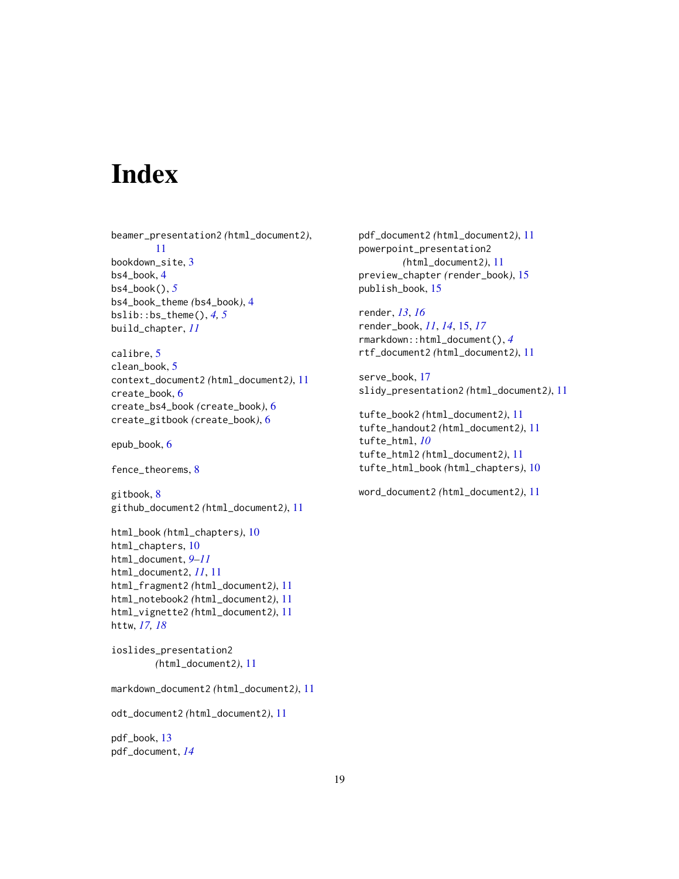# Index

beamer_presentation2 (html_document2), 11
bookdown_site, 3
bs4_book, 4
bs4_book(), *5*
bs4_book_theme (bs4_book), 4
bslib::bs_theme(), *4, 5*
build_chapter, *11*

calibre, 5
clean_book, 5
context_document2 (html_document2), 11
create_book, 6
create_bs4_book (create_book), 6
create_gitbook (create_book), 6

epub_book, 6

fence_theorems, 8

gitbook, 8
github_document2 (html_document2), 11

html_book (html_chapters), 10
html_chapters, 10
html_document, *9–11*
html_document2, *11*, 11
html_fragment2 (html_document2), 11
html_notebook2 (html_document2), 11
html_vignette2 (html_document2), 11
httw, *17, 18*

ioslides_presentation2 (html_document2), 11

markdown_document2 (html_document2), 11

odt_document2 (html_document2), 11

pdf_book, 13
pdf_document, *14*
pdf_document2 (html_document2), 11
powerpoint_presentation2 (html_document2), 11
preview_chapter (render_book), 15
publish_book, 15

render, *13*, *16*
render_book, *11*, *14*, 15, *17*
rmarkdown::html_document(), *4*
rtf_document2 (html_document2), 11

serve_book, 17
slidy_presentation2 (html_document2), 11

tufte_book2 (html_document2), 11
tufte_handout2 (html_document2), 11
tufte_html, *10*
tufte_html2 (html_document2), 11
tufte_html_book (html_chapters), 10

word_document2 (html_document2), 11